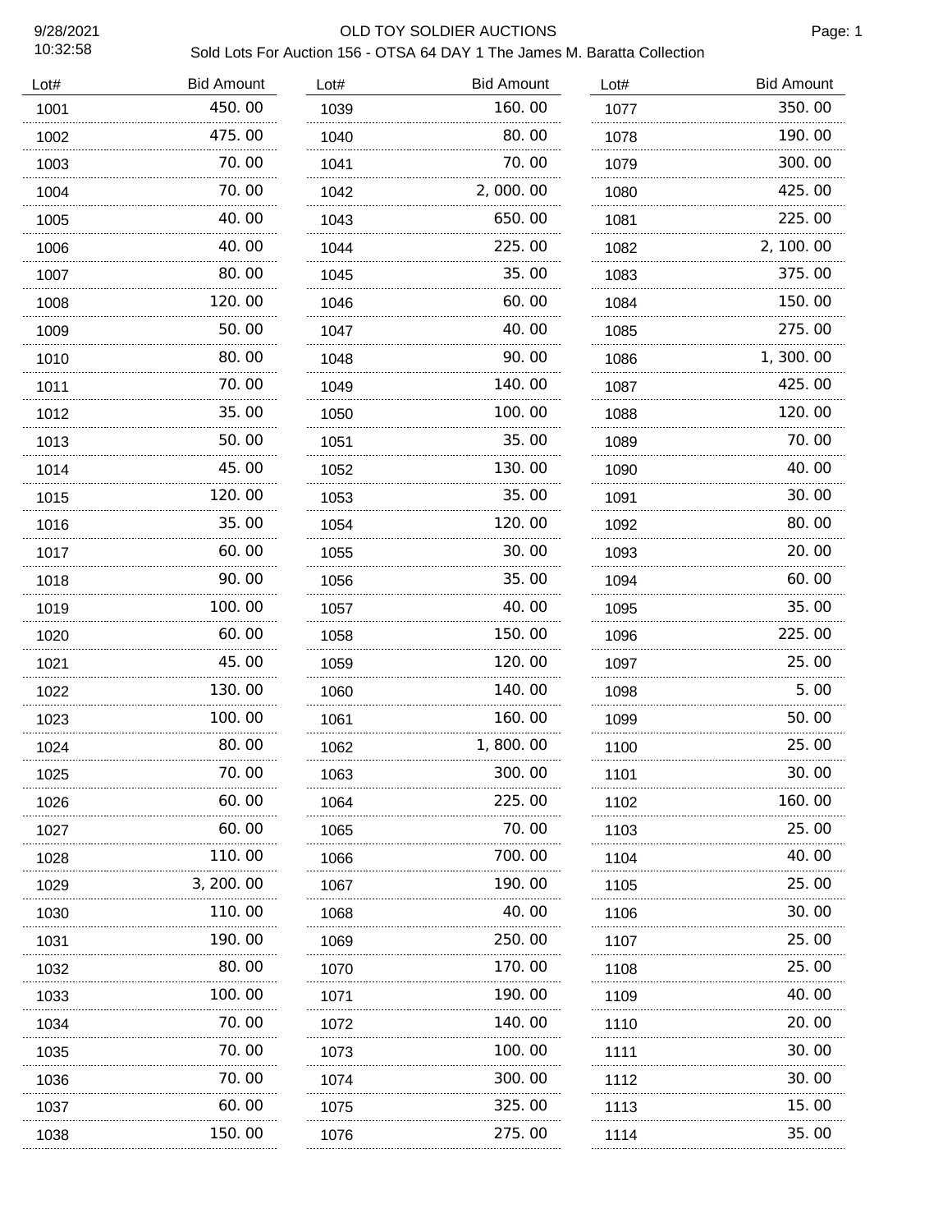# OLD TOY SOLDIER AUCTIONS

9/28/2021
10:32:58

Sold Lots For Auction 156 - OTSA 64 DAY 1 The James M. Baratta Collection

| Lot# | Bid Amount |
|---|---|
| 1001 | 450.00 |
| 1002 | 475.00 |
| 1003 | 70.00 |
| 1004 | 70.00 |
| 1005 | 40.00 |
| 1006 | 40.00 |
| 1007 | 80.00 |
| 1008 | 120.00 |
| 1009 | 50.00 |
| 1010 | 80.00 |
| 1011 | 70.00 |
| 1012 | 35.00 |
| 1013 | 50.00 |
| 1014 | 45.00 |
| 1015 | 120.00 |
| 1016 | 35.00 |
| 1017 | 60.00 |
| 1018 | 90.00 |
| 1019 | 100.00 |
| 1020 | 60.00 |
| 1021 | 45.00 |
| 1022 | 130.00 |
| 1023 | 100.00 |
| 1024 | 80.00 |
| 1025 | 70.00 |
| 1026 | 60.00 |
| 1027 | 60.00 |
| 1028 | 110.00 |
| 1029 | 3,200.00 |
| 1030 | 110.00 |
| 1031 | 190.00 |
| 1032 | 80.00 |
| 1033 | 100.00 |
| 1034 | 70.00 |
| 1035 | 70.00 |
| 1036 | 70.00 |
| 1037 | 60.00 |
| 1038 | 150.00 |
| 1039 | 160.00 |
| 1040 | 80.00 |
| 1041 | 70.00 |
| 1042 | 2,000.00 |
| 1043 | 650.00 |
| 1044 | 225.00 |
| 1045 | 35.00 |
| 1046 | 60.00 |
| 1047 | 40.00 |
| 1048 | 90.00 |
| 1049 | 140.00 |
| 1050 | 100.00 |
| 1051 | 35.00 |
| 1052 | 130.00 |
| 1053 | 35.00 |
| 1054 | 120.00 |
| 1055 | 30.00 |
| 1056 | 35.00 |
| 1057 | 40.00 |
| 1058 | 150.00 |
| 1059 | 120.00 |
| 1060 | 140.00 |
| 1061 | 160.00 |
| 1062 | 1,800.00 |
| 1063 | 300.00 |
| 1064 | 225.00 |
| 1065 | 70.00 |
| 1066 | 700.00 |
| 1067 | 190.00 |
| 1068 | 40.00 |
| 1069 | 250.00 |
| 1070 | 170.00 |
| 1071 | 190.00 |
| 1072 | 140.00 |
| 1073 | 100.00 |
| 1074 | 300.00 |
| 1075 | 325.00 |
| 1076 | 275.00 |
| 1077 | 350.00 |
| 1078 | 190.00 |
| 1079 | 300.00 |
| 1080 | 425.00 |
| 1081 | 225.00 |
| 1082 | 2,100.00 |
| 1083 | 375.00 |
| 1084 | 150.00 |
| 1085 | 275.00 |
| 1086 | 1,300.00 |
| 1087 | 425.00 |
| 1088 | 120.00 |
| 1089 | 70.00 |
| 1090 | 40.00 |
| 1091 | 30.00 |
| 1092 | 80.00 |
| 1093 | 20.00 |
| 1094 | 60.00 |
| 1095 | 35.00 |
| 1096 | 225.00 |
| 1097 | 25.00 |
| 1098 | 5.00 |
| 1099 | 50.00 |
| 1100 | 25.00 |
| 1101 | 30.00 |
| 1102 | 160.00 |
| 1103 | 25.00 |
| 1104 | 40.00 |
| 1105 | 25.00 |
| 1106 | 30.00 |
| 1107 | 25.00 |
| 1108 | 25.00 |
| 1109 | 40.00 |
| 1110 | 20.00 |
| 1111 | 30.00 |
| 1112 | 30.00 |
| 1113 | 15.00 |
| 1114 | 35.00 |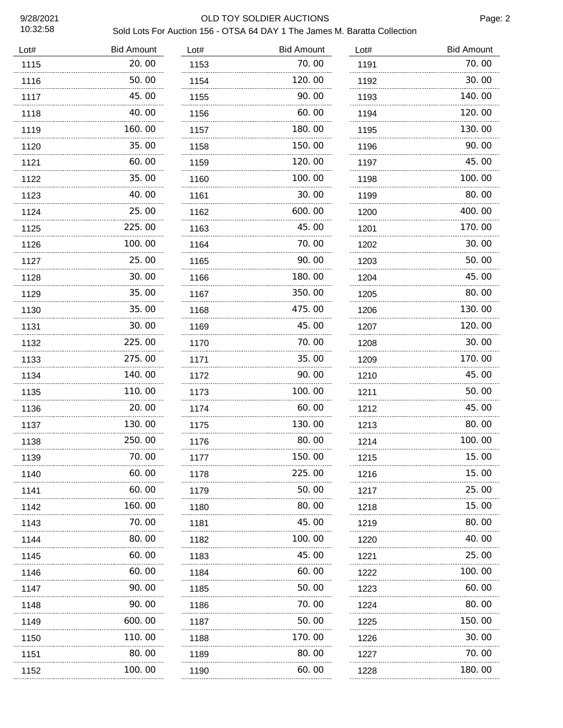# OLD TOY SOLDIER AUCTIONS

9/28/2021
10:32:58

Sold Lots For Auction 156 - OTSA 64 DAY 1 The James M. Baratta Collection

| Lot# | Bid Amount | Lot# | Bid Amount | Lot# | Bid Amount |
|---|---|---|---|---|---|
| 1115 | 20.00 | 1153 | 70.00 | 1191 | 70.00 |
| 1116 | 50.00 | 1154 | 120.00 | 1192 | 30.00 |
| 1117 | 45.00 | 1155 | 90.00 | 1193 | 140.00 |
| 1118 | 40.00 | 1156 | 60.00 | 1194 | 120.00 |
| 1119 | 160.00 | 1157 | 180.00 | 1195 | 130.00 |
| 1120 | 35.00 | 1158 | 150.00 | 1196 | 90.00 |
| 1121 | 60.00 | 1159 | 120.00 | 1197 | 45.00 |
| 1122 | 35.00 | 1160 | 100.00 | 1198 | 100.00 |
| 1123 | 40.00 | 1161 | 30.00 | 1199 | 80.00 |
| 1124 | 25.00 | 1162 | 600.00 | 1200 | 400.00 |
| 1125 | 225.00 | 1163 | 45.00 | 1201 | 170.00 |
| 1126 | 100.00 | 1164 | 70.00 | 1202 | 30.00 |
| 1127 | 25.00 | 1165 | 90.00 | 1203 | 50.00 |
| 1128 | 30.00 | 1166 | 180.00 | 1204 | 45.00 |
| 1129 | 35.00 | 1167 | 350.00 | 1205 | 80.00 |
| 1130 | 35.00 | 1168 | 475.00 | 1206 | 130.00 |
| 1131 | 30.00 | 1169 | 45.00 | 1207 | 120.00 |
| 1132 | 225.00 | 1170 | 70.00 | 1208 | 30.00 |
| 1133 | 275.00 | 1171 | 35.00 | 1209 | 170.00 |
| 1134 | 140.00 | 1172 | 90.00 | 1210 | 45.00 |
| 1135 | 110.00 | 1173 | 100.00 | 1211 | 50.00 |
| 1136 | 20.00 | 1174 | 60.00 | 1212 | 45.00 |
| 1137 | 130.00 | 1175 | 130.00 | 1213 | 80.00 |
| 1138 | 250.00 | 1176 | 80.00 | 1214 | 100.00 |
| 1139 | 70.00 | 1177 | 150.00 | 1215 | 15.00 |
| 1140 | 60.00 | 1178 | 225.00 | 1216 | 15.00 |
| 1141 | 60.00 | 1179 | 50.00 | 1217 | 25.00 |
| 1142 | 160.00 | 1180 | 80.00 | 1218 | 15.00 |
| 1143 | 70.00 | 1181 | 45.00 | 1219 | 80.00 |
| 1144 | 80.00 | 1182 | 100.00 | 1220 | 40.00 |
| 1145 | 60.00 | 1183 | 45.00 | 1221 | 25.00 |
| 1146 | 60.00 | 1184 | 60.00 | 1222 | 100.00 |
| 1147 | 90.00 | 1185 | 50.00 | 1223 | 60.00 |
| 1148 | 90.00 | 1186 | 70.00 | 1224 | 80.00 |
| 1149 | 600.00 | 1187 | 50.00 | 1225 | 150.00 |
| 1150 | 110.00 | 1188 | 170.00 | 1226 | 30.00 |
| 1151 | 80.00 | 1189 | 80.00 | 1227 | 70.00 |
| 1152 | 100.00 | 1190 | 60.00 | 1228 | 180.00 |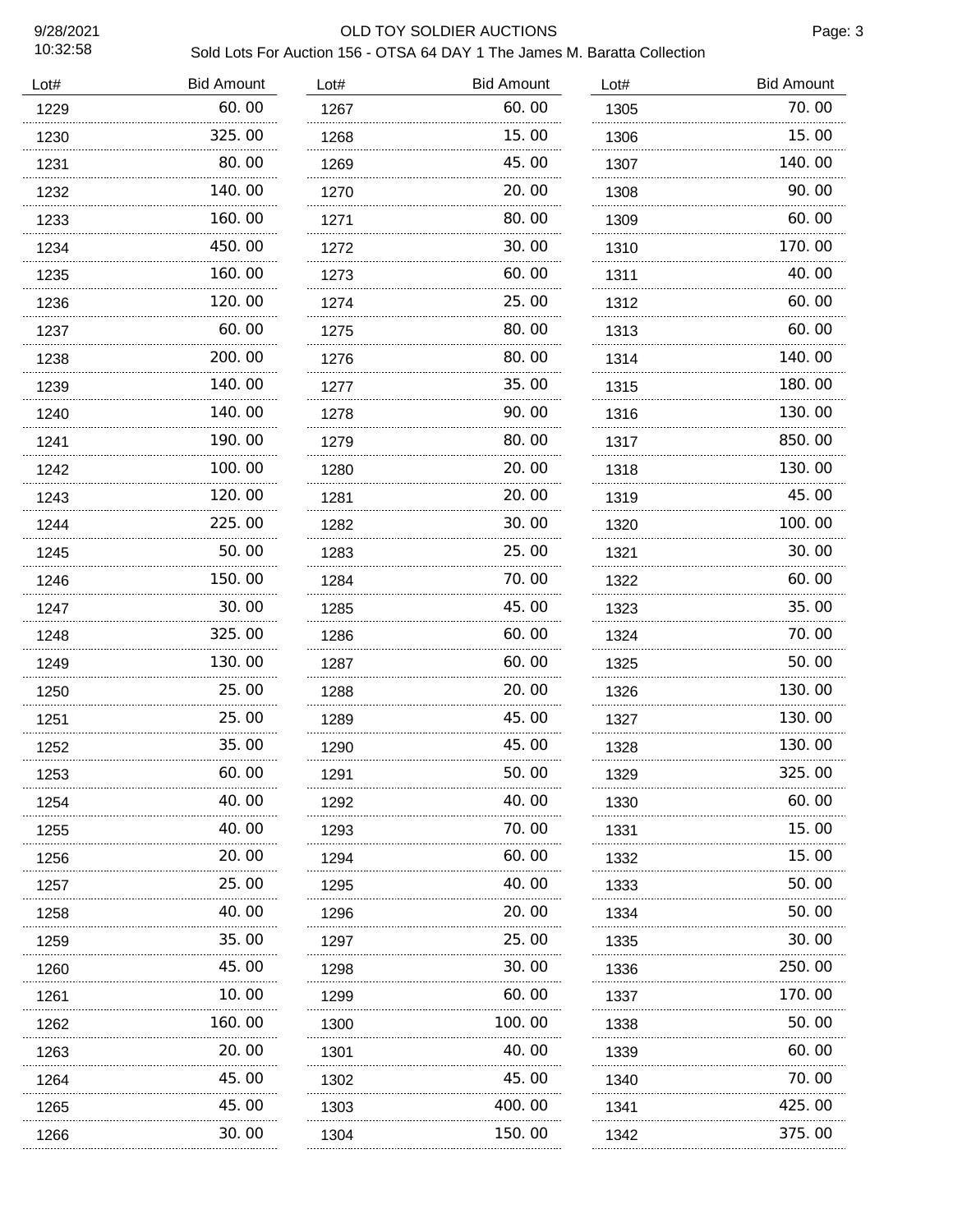# OLD TOY SOLDIER AUCTIONS

Sold Lots For Auction 156 - OTSA 64 DAY 1 The James M. Baratta Collection

9/28/2021
10:32:58

| Lot# | Bid Amount | Lot# | Bid Amount | Lot# | Bid Amount |
|---|---|---|---|---|---|
| 1229 | 60.00 | 1267 | 60.00 | 1305 | 70.00 |
| 1230 | 325.00 | 1268 | 15.00 | 1306 | 15.00 |
| 1231 | 80.00 | 1269 | 45.00 | 1307 | 140.00 |
| 1232 | 140.00 | 1270 | 20.00 | 1308 | 90.00 |
| 1233 | 160.00 | 1271 | 80.00 | 1309 | 60.00 |
| 1234 | 450.00 | 1272 | 30.00 | 1310 | 170.00 |
| 1235 | 160.00 | 1273 | 60.00 | 1311 | 40.00 |
| 1236 | 120.00 | 1274 | 25.00 | 1312 | 60.00 |
| 1237 | 60.00 | 1275 | 80.00 | 1313 | 60.00 |
| 1238 | 200.00 | 1276 | 80.00 | 1314 | 140.00 |
| 1239 | 140.00 | 1277 | 35.00 | 1315 | 180.00 |
| 1240 | 140.00 | 1278 | 90.00 | 1316 | 130.00 |
| 1241 | 190.00 | 1279 | 80.00 | 1317 | 850.00 |
| 1242 | 100.00 | 1280 | 20.00 | 1318 | 130.00 |
| 1243 | 120.00 | 1281 | 20.00 | 1319 | 45.00 |
| 1244 | 225.00 | 1282 | 30.00 | 1320 | 100.00 |
| 1245 | 50.00 | 1283 | 25.00 | 1321 | 30.00 |
| 1246 | 150.00 | 1284 | 70.00 | 1322 | 60.00 |
| 1247 | 30.00 | 1285 | 45.00 | 1323 | 35.00 |
| 1248 | 325.00 | 1286 | 60.00 | 1324 | 70.00 |
| 1249 | 130.00 | 1287 | 60.00 | 1325 | 50.00 |
| 1250 | 25.00 | 1288 | 20.00 | 1326 | 130.00 |
| 1251 | 25.00 | 1289 | 45.00 | 1327 | 130.00 |
| 1252 | 35.00 | 1290 | 45.00 | 1328 | 130.00 |
| 1253 | 60.00 | 1291 | 50.00 | 1329 | 325.00 |
| 1254 | 40.00 | 1292 | 40.00 | 1330 | 60.00 |
| 1255 | 40.00 | 1293 | 70.00 | 1331 | 15.00 |
| 1256 | 20.00 | 1294 | 60.00 | 1332 | 15.00 |
| 1257 | 25.00 | 1295 | 40.00 | 1333 | 50.00 |
| 1258 | 40.00 | 1296 | 20.00 | 1334 | 50.00 |
| 1259 | 35.00 | 1297 | 25.00 | 1335 | 30.00 |
| 1260 | 45.00 | 1298 | 30.00 | 1336 | 250.00 |
| 1261 | 10.00 | 1299 | 60.00 | 1337 | 170.00 |
| 1262 | 160.00 | 1300 | 100.00 | 1338 | 50.00 |
| 1263 | 20.00 | 1301 | 40.00 | 1339 | 60.00 |
| 1264 | 45.00 | 1302 | 45.00 | 1340 | 70.00 |
| 1265 | 45.00 | 1303 | 400.00 | 1341 | 425.00 |
| 1266 | 30.00 | 1304 | 150.00 | 1342 | 375.00 |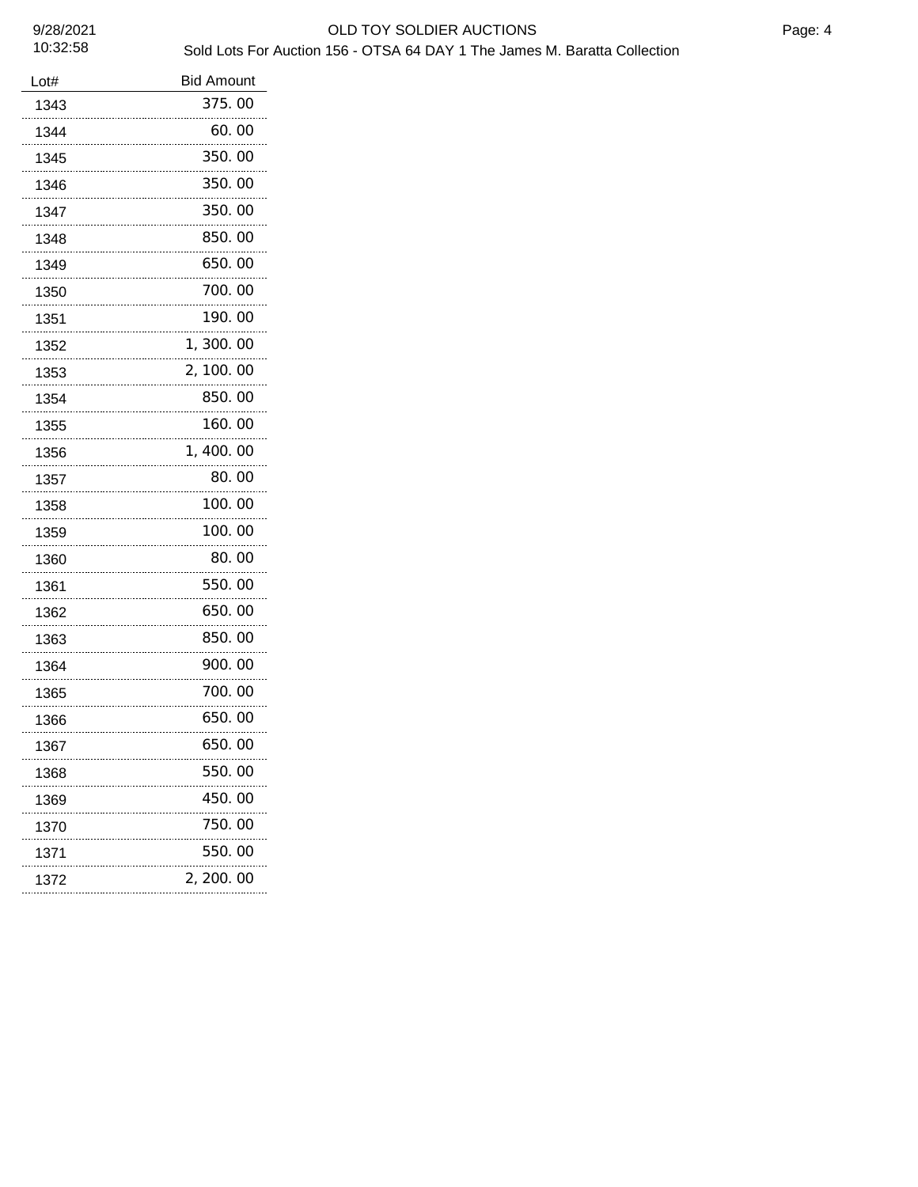| Lot# | Bid Amount |
|---|---|
| 1343 | 375.00 |
| 1344 | 60.00 |
| 1345 | 350.00 |
| 1346 | 350.00 |
| 1347 | 350.00 |
| 1348 | 850.00 |
| 1349 | 650.00 |
| 1350 | 700.00 |
| 1351 | 190.00 |
| 1352 | 1,300.00 |
| 1353 | 2,100.00 |
| 1354 | 850.00 |
| 1355 | 160.00 |
| 1356 | 1,400.00 |
| 1357 | 80.00 |
| 1358 | 100.00 |
| 1359 | 100.00 |
| 1360 | 80.00 |
| 1361 | 550.00 |
| 1362 | 650.00 |
| 1363 | 850.00 |
| 1364 | 900.00 |
| 1365 | 700.00 |
| 1366 | 650.00 |
| 1367 | 650.00 |
| 1368 | 550.00 |
| 1369 | 450.00 |
| 1370 | 750.00 |
| 1371 | 550.00 |
| 1372 | 2,200.00 |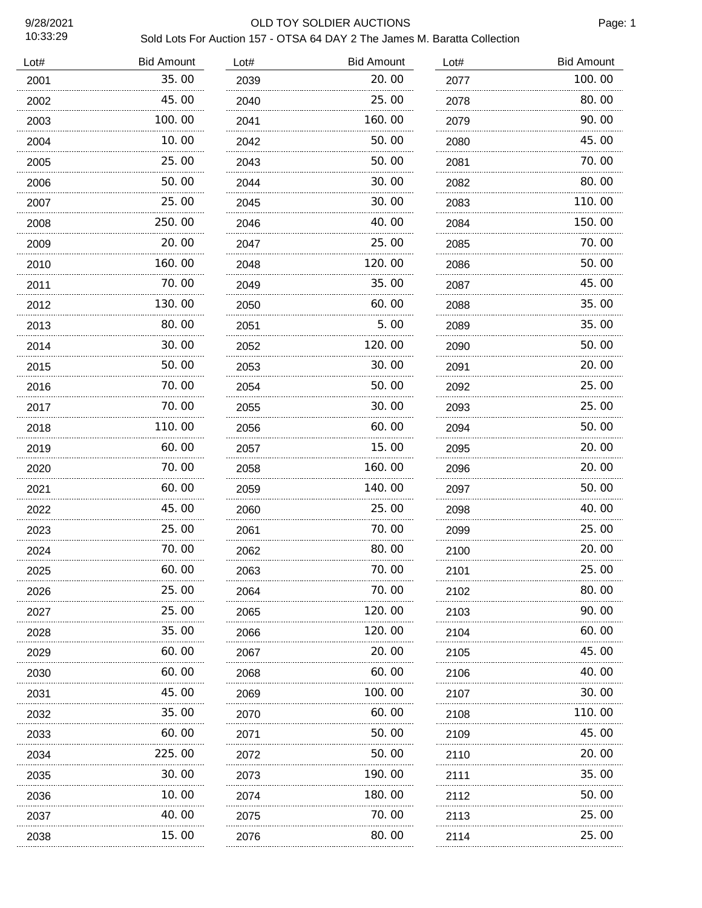OLD TOY SOLDIER AUCTIONS

Sold Lots For Auction 157 - OTSA 64 DAY 2 The James M. Baratta Collection

9/28/2021 10:33:29

| Lot# | Bid Amount |
|---|---|
| 2001 | 35.00 |
| 2002 | 45.00 |
| 2003 | 100.00 |
| 2004 | 10.00 |
| 2005 | 25.00 |
| 2006 | 50.00 |
| 2007 | 25.00 |
| 2008 | 250.00 |
| 2009 | 20.00 |
| 2010 | 160.00 |
| 2011 | 70.00 |
| 2012 | 130.00 |
| 2013 | 80.00 |
| 2014 | 30.00 |
| 2015 | 50.00 |
| 2016 | 70.00 |
| 2017 | 70.00 |
| 2018 | 110.00 |
| 2019 | 60.00 |
| 2020 | 70.00 |
| 2021 | 60.00 |
| 2022 | 45.00 |
| 2023 | 25.00 |
| 2024 | 70.00 |
| 2025 | 60.00 |
| 2026 | 25.00 |
| 2027 | 25.00 |
| 2028 | 35.00 |
| 2029 | 60.00 |
| 2030 | 60.00 |
| 2031 | 45.00 |
| 2032 | 35.00 |
| 2033 | 60.00 |
| 2034 | 225.00 |
| 2035 | 30.00 |
| 2036 | 10.00 |
| 2037 | 40.00 |
| 2038 | 15.00 |
| 2039 | 20.00 |
| 2040 | 25.00 |
| 2041 | 160.00 |
| 2042 | 50.00 |
| 2043 | 50.00 |
| 2044 | 30.00 |
| 2045 | 30.00 |
| 2046 | 40.00 |
| 2047 | 25.00 |
| 2048 | 120.00 |
| 2049 | 35.00 |
| 2050 | 60.00 |
| 2051 | 5.00 |
| 2052 | 120.00 |
| 2053 | 30.00 |
| 2054 | 50.00 |
| 2055 | 30.00 |
| 2056 | 60.00 |
| 2057 | 15.00 |
| 2058 | 160.00 |
| 2059 | 140.00 |
| 2060 | 25.00 |
| 2061 | 70.00 |
| 2062 | 80.00 |
| 2063 | 70.00 |
| 2064 | 70.00 |
| 2065 | 120.00 |
| 2066 | 120.00 |
| 2067 | 20.00 |
| 2068 | 60.00 |
| 2069 | 100.00 |
| 2070 | 60.00 |
| 2071 | 50.00 |
| 2072 | 50.00 |
| 2073 | 190.00 |
| 2074 | 180.00 |
| 2075 | 70.00 |
| 2076 | 80.00 |
| 2077 | 100.00 |
| 2078 | 80.00 |
| 2079 | 90.00 |
| 2080 | 45.00 |
| 2081 | 70.00 |
| 2082 | 80.00 |
| 2083 | 110.00 |
| 2084 | 150.00 |
| 2085 | 70.00 |
| 2086 | 50.00 |
| 2087 | 45.00 |
| 2088 | 35.00 |
| 2089 | 35.00 |
| 2090 | 50.00 |
| 2091 | 20.00 |
| 2092 | 25.00 |
| 2093 | 25.00 |
| 2094 | 50.00 |
| 2095 | 20.00 |
| 2096 | 20.00 |
| 2097 | 50.00 |
| 2098 | 40.00 |
| 2099 | 25.00 |
| 2100 | 20.00 |
| 2101 | 25.00 |
| 2102 | 80.00 |
| 2103 | 90.00 |
| 2104 | 60.00 |
| 2105 | 45.00 |
| 2106 | 40.00 |
| 2107 | 30.00 |
| 2108 | 110.00 |
| 2109 | 45.00 |
| 2110 | 20.00 |
| 2111 | 35.00 |
| 2112 | 50.00 |
| 2113 | 25.00 |
| 2114 | 25.00 |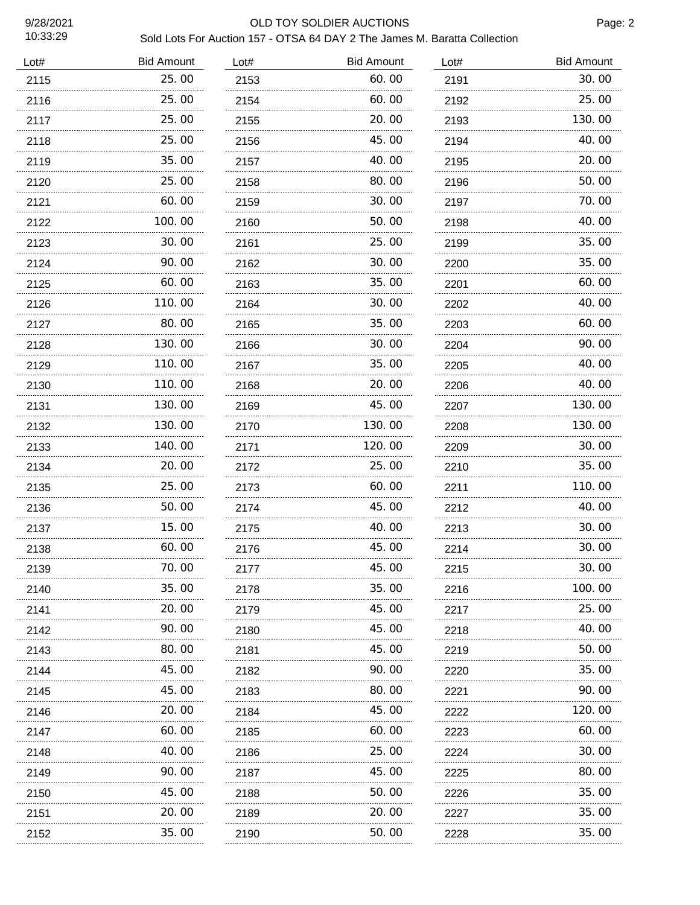# OLD TOY SOLDIER AUCTIONS

Sold Lots For Auction 157 - OTSA 64 DAY 2 The James M. Baratta Collection

9/28/2021
10:33:29

| Lot# | Bid Amount |
|---|---|
| 2115 | 25.00 |
| 2116 | 25.00 |
| 2117 | 25.00 |
| 2118 | 25.00 |
| 2119 | 35.00 |
| 2120 | 25.00 |
| 2121 | 60.00 |
| 2122 | 100.00 |
| 2123 | 30.00 |
| 2124 | 90.00 |
| 2125 | 60.00 |
| 2126 | 110.00 |
| 2127 | 80.00 |
| 2128 | 130.00 |
| 2129 | 110.00 |
| 2130 | 110.00 |
| 2131 | 130.00 |
| 2132 | 130.00 |
| 2133 | 140.00 |
| 2134 | 20.00 |
| 2135 | 25.00 |
| 2136 | 50.00 |
| 2137 | 15.00 |
| 2138 | 60.00 |
| 2139 | 70.00 |
| 2140 | 35.00 |
| 2141 | 20.00 |
| 2142 | 90.00 |
| 2143 | 80.00 |
| 2144 | 45.00 |
| 2145 | 45.00 |
| 2146 | 20.00 |
| 2147 | 60.00 |
| 2148 | 40.00 |
| 2149 | 90.00 |
| 2150 | 45.00 |
| 2151 | 20.00 |
| 2152 | 35.00 |
| 2153 | 60.00 |
| 2154 | 60.00 |
| 2155 | 20.00 |
| 2156 | 45.00 |
| 2157 | 40.00 |
| 2158 | 80.00 |
| 2159 | 30.00 |
| 2160 | 50.00 |
| 2161 | 25.00 |
| 2162 | 30.00 |
| 2163 | 35.00 |
| 2164 | 30.00 |
| 2165 | 35.00 |
| 2166 | 30.00 |
| 2167 | 35.00 |
| 2168 | 20.00 |
| 2169 | 45.00 |
| 2170 | 130.00 |
| 2171 | 120.00 |
| 2172 | 25.00 |
| 2173 | 60.00 |
| 2174 | 45.00 |
| 2175 | 40.00 |
| 2176 | 45.00 |
| 2177 | 45.00 |
| 2178 | 35.00 |
| 2179 | 45.00 |
| 2180 | 45.00 |
| 2181 | 45.00 |
| 2182 | 90.00 |
| 2183 | 80.00 |
| 2184 | 45.00 |
| 2185 | 60.00 |
| 2186 | 25.00 |
| 2187 | 45.00 |
| 2188 | 50.00 |
| 2189 | 20.00 |
| 2190 | 50.00 |
| 2191 | 30.00 |
| 2192 | 25.00 |
| 2193 | 130.00 |
| 2194 | 40.00 |
| 2195 | 20.00 |
| 2196 | 50.00 |
| 2197 | 70.00 |
| 2198 | 40.00 |
| 2199 | 35.00 |
| 2200 | 35.00 |
| 2201 | 60.00 |
| 2202 | 40.00 |
| 2203 | 60.00 |
| 2204 | 90.00 |
| 2205 | 40.00 |
| 2206 | 40.00 |
| 2207 | 130.00 |
| 2208 | 130.00 |
| 2209 | 30.00 |
| 2210 | 35.00 |
| 2211 | 110.00 |
| 2212 | 40.00 |
| 2213 | 30.00 |
| 2214 | 30.00 |
| 2215 | 30.00 |
| 2216 | 100.00 |
| 2217 | 25.00 |
| 2218 | 40.00 |
| 2219 | 50.00 |
| 2220 | 35.00 |
| 2221 | 90.00 |
| 2222 | 120.00 |
| 2223 | 60.00 |
| 2224 | 30.00 |
| 2225 | 80.00 |
| 2226 | 35.00 |
| 2227 | 35.00 |
| 2228 | 35.00 |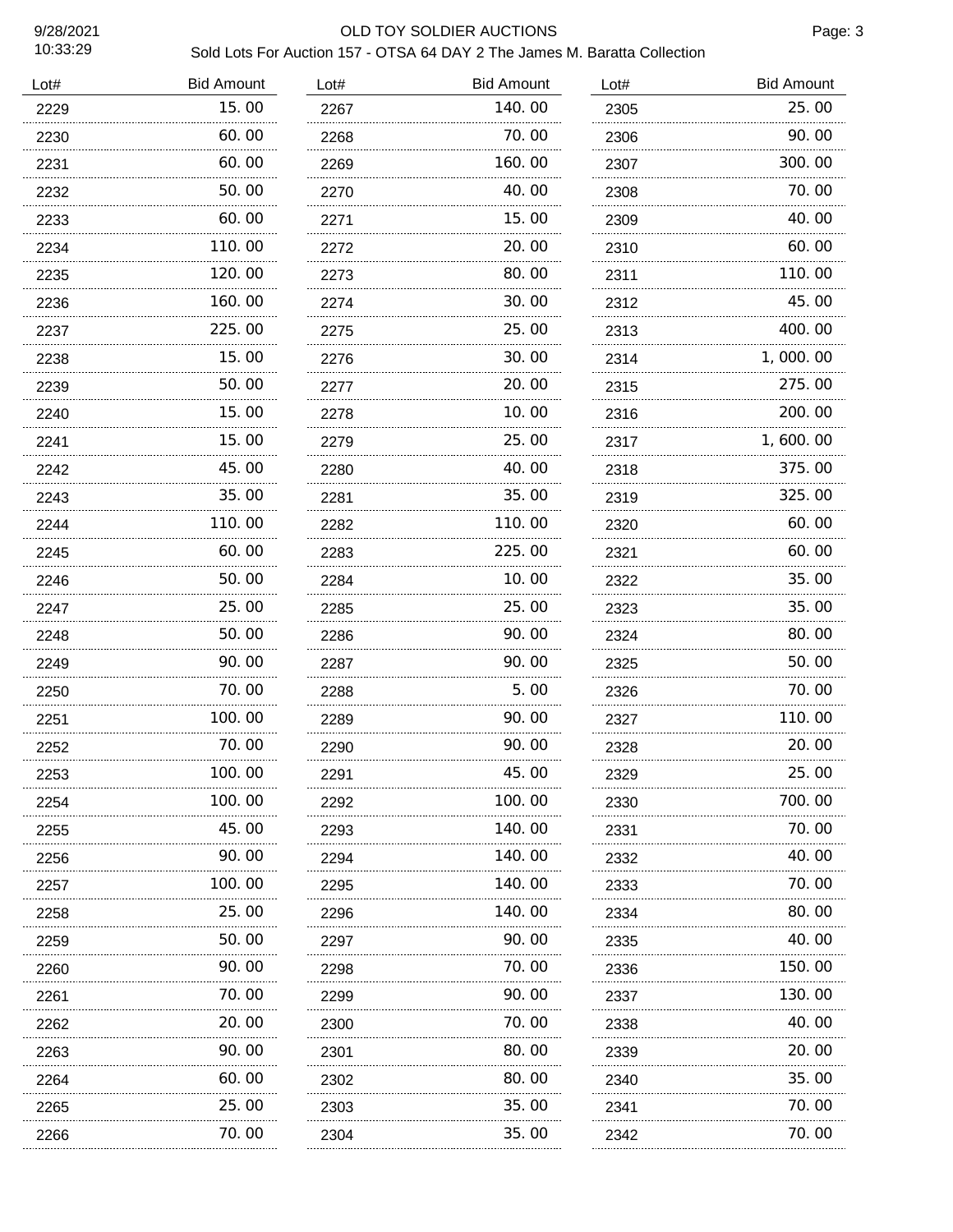# OLD TOY SOLDIER AUCTIONS

Sold Lots For Auction 157 - OTSA 64 DAY 2 The James M. Baratta Collection

| Lot# | Bid Amount | Lot# | Bid Amount | Lot# | Bid Amount |
|---|---|---|---|---|---|
| 2229 | 15.00 | 2267 | 140.00 | 2305 | 25.00 |
| 2230 | 60.00 | 2268 | 70.00 | 2306 | 90.00 |
| 2231 | 60.00 | 2269 | 160.00 | 2307 | 300.00 |
| 2232 | 50.00 | 2270 | 40.00 | 2308 | 70.00 |
| 2233 | 60.00 | 2271 | 15.00 | 2309 | 40.00 |
| 2234 | 110.00 | 2272 | 20.00 | 2310 | 60.00 |
| 2235 | 120.00 | 2273 | 80.00 | 2311 | 110.00 |
| 2236 | 160.00 | 2274 | 30.00 | 2312 | 45.00 |
| 2237 | 225.00 | 2275 | 25.00 | 2313 | 400.00 |
| 2238 | 15.00 | 2276 | 30.00 | 2314 | 1,000.00 |
| 2239 | 50.00 | 2277 | 20.00 | 2315 | 275.00 |
| 2240 | 15.00 | 2278 | 10.00 | 2316 | 200.00 |
| 2241 | 15.00 | 2279 | 25.00 | 2317 | 1,600.00 |
| 2242 | 45.00 | 2280 | 40.00 | 2318 | 375.00 |
| 2243 | 35.00 | 2281 | 35.00 | 2319 | 325.00 |
| 2244 | 110.00 | 2282 | 110.00 | 2320 | 60.00 |
| 2245 | 60.00 | 2283 | 225.00 | 2321 | 60.00 |
| 2246 | 50.00 | 2284 | 10.00 | 2322 | 35.00 |
| 2247 | 25.00 | 2285 | 25.00 | 2323 | 35.00 |
| 2248 | 50.00 | 2286 | 90.00 | 2324 | 80.00 |
| 2249 | 90.00 | 2287 | 90.00 | 2325 | 50.00 |
| 2250 | 70.00 | 2288 | 5.00 | 2326 | 70.00 |
| 2251 | 100.00 | 2289 | 90.00 | 2327 | 110.00 |
| 2252 | 70.00 | 2290 | 90.00 | 2328 | 20.00 |
| 2253 | 100.00 | 2291 | 45.00 | 2329 | 25.00 |
| 2254 | 100.00 | 2292 | 100.00 | 2330 | 700.00 |
| 2255 | 45.00 | 2293 | 140.00 | 2331 | 70.00 |
| 2256 | 90.00 | 2294 | 140.00 | 2332 | 40.00 |
| 2257 | 100.00 | 2295 | 140.00 | 2333 | 70.00 |
| 2258 | 25.00 | 2296 | 140.00 | 2334 | 80.00 |
| 2259 | 50.00 | 2297 | 90.00 | 2335 | 40.00 |
| 2260 | 90.00 | 2298 | 70.00 | 2336 | 150.00 |
| 2261 | 70.00 | 2299 | 90.00 | 2337 | 130.00 |
| 2262 | 20.00 | 2300 | 70.00 | 2338 | 40.00 |
| 2263 | 90.00 | 2301 | 80.00 | 2339 | 20.00 |
| 2264 | 60.00 | 2302 | 80.00 | 2340 | 35.00 |
| 2265 | 25.00 | 2303 | 35.00 | 2341 | 70.00 |
| 2266 | 70.00 | 2304 | 35.00 | 2342 | 70.00 |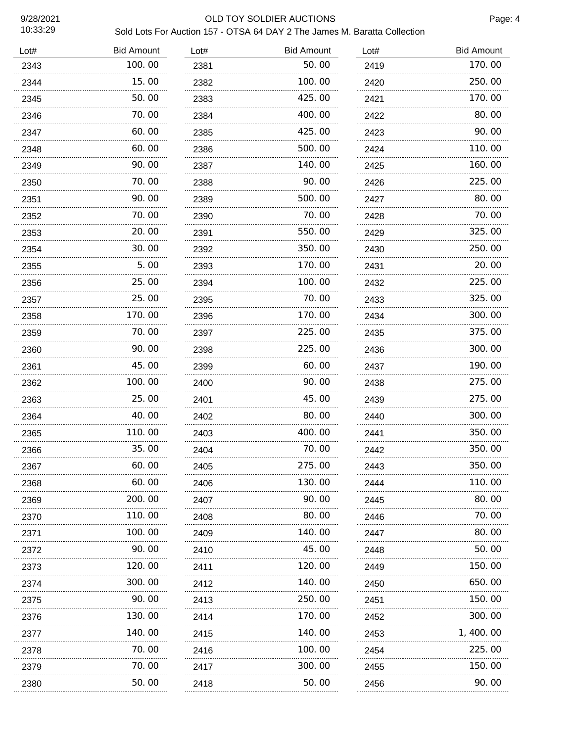# OLD TOY SOLDIER AUCTIONS

Sold Lots For Auction 157 - OTSA 64 DAY 2 The James M. Baratta Collection

| Lot# | Bid Amount |
|---|---|
| 2343 | 100.00 |
| 2344 | 15.00 |
| 2345 | 50.00 |
| 2346 | 70.00 |
| 2347 | 60.00 |
| 2348 | 60.00 |
| 2349 | 90.00 |
| 2350 | 70.00 |
| 2351 | 90.00 |
| 2352 | 70.00 |
| 2353 | 20.00 |
| 2354 | 30.00 |
| 2355 | 5.00 |
| 2356 | 25.00 |
| 2357 | 25.00 |
| 2358 | 170.00 |
| 2359 | 70.00 |
| 2360 | 90.00 |
| 2361 | 45.00 |
| 2362 | 100.00 |
| 2363 | 25.00 |
| 2364 | 40.00 |
| 2365 | 110.00 |
| 2366 | 35.00 |
| 2367 | 60.00 |
| 2368 | 60.00 |
| 2369 | 200.00 |
| 2370 | 110.00 |
| 2371 | 100.00 |
| 2372 | 90.00 |
| 2373 | 120.00 |
| 2374 | 300.00 |
| 2375 | 90.00 |
| 2376 | 130.00 |
| 2377 | 140.00 |
| 2378 | 70.00 |
| 2379 | 70.00 |
| 2380 | 50.00 |
| 2381 | 50.00 |
| 2382 | 100.00 |
| 2383 | 425.00 |
| 2384 | 400.00 |
| 2385 | 425.00 |
| 2386 | 500.00 |
| 2387 | 140.00 |
| 2388 | 90.00 |
| 2389 | 500.00 |
| 2390 | 70.00 |
| 2391 | 550.00 |
| 2392 | 350.00 |
| 2393 | 170.00 |
| 2394 | 100.00 |
| 2395 | 70.00 |
| 2396 | 170.00 |
| 2397 | 225.00 |
| 2398 | 225.00 |
| 2399 | 60.00 |
| 2400 | 90.00 |
| 2401 | 45.00 |
| 2402 | 80.00 |
| 2403 | 400.00 |
| 2404 | 70.00 |
| 2405 | 275.00 |
| 2406 | 130.00 |
| 2407 | 90.00 |
| 2408 | 80.00 |
| 2409 | 140.00 |
| 2410 | 45.00 |
| 2411 | 120.00 |
| 2412 | 140.00 |
| 2413 | 250.00 |
| 2414 | 170.00 |
| 2415 | 140.00 |
| 2416 | 100.00 |
| 2417 | 300.00 |
| 2418 | 50.00 |
| 2419 | 170.00 |
| 2420 | 250.00 |
| 2421 | 170.00 |
| 2422 | 80.00 |
| 2423 | 90.00 |
| 2424 | 110.00 |
| 2425 | 160.00 |
| 2426 | 225.00 |
| 2427 | 80.00 |
| 2428 | 70.00 |
| 2429 | 325.00 |
| 2430 | 250.00 |
| 2431 | 20.00 |
| 2432 | 225.00 |
| 2433 | 325.00 |
| 2434 | 300.00 |
| 2435 | 375.00 |
| 2436 | 300.00 |
| 2437 | 190.00 |
| 2438 | 275.00 |
| 2439 | 275.00 |
| 2440 | 300.00 |
| 2441 | 350.00 |
| 2442 | 350.00 |
| 2443 | 350.00 |
| 2444 | 110.00 |
| 2445 | 80.00 |
| 2446 | 70.00 |
| 2447 | 80.00 |
| 2448 | 50.00 |
| 2449 | 150.00 |
| 2450 | 650.00 |
| 2451 | 150.00 |
| 2452 | 300.00 |
| 2453 | 1,400.00 |
| 2454 | 225.00 |
| 2455 | 150.00 |
| 2456 | 90.00 |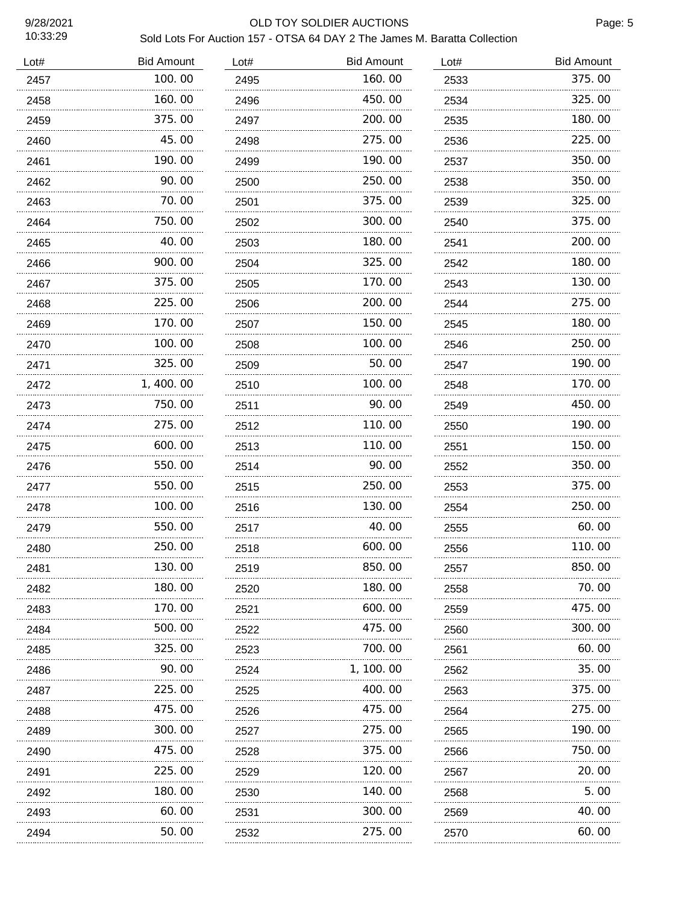# OLD TOY SOLDIER AUCTIONS

## Sold Lots For Auction 157 - OTSA 64 DAY 2 The James M. Baratta Collection

9/28/2021
10:33:29

| Lot# | Bid Amount |
|---|---|
| 2457 | 100.00 |
| 2458 | 160.00 |
| 2459 | 375.00 |
| 2460 | 45.00 |
| 2461 | 190.00 |
| 2462 | 90.00 |
| 2463 | 70.00 |
| 2464 | 750.00 |
| 2465 | 40.00 |
| 2466 | 900.00 |
| 2467 | 375.00 |
| 2468 | 225.00 |
| 2469 | 170.00 |
| 2470 | 100.00 |
| 2471 | 325.00 |
| 2472 | 1,400.00 |
| 2473 | 750.00 |
| 2474 | 275.00 |
| 2475 | 600.00 |
| 2476 | 550.00 |
| 2477 | 550.00 |
| 2478 | 100.00 |
| 2479 | 550.00 |
| 2480 | 250.00 |
| 2481 | 130.00 |
| 2482 | 180.00 |
| 2483 | 170.00 |
| 2484 | 500.00 |
| 2485 | 325.00 |
| 2486 | 90.00 |
| 2487 | 225.00 |
| 2488 | 475.00 |
| 2489 | 300.00 |
| 2490 | 475.00 |
| 2491 | 225.00 |
| 2492 | 180.00 |
| 2493 | 60.00 |
| 2494 | 50.00 |
| 2495 | 160.00 |
| 2496 | 450.00 |
| 2497 | 200.00 |
| 2498 | 275.00 |
| 2499 | 190.00 |
| 2500 | 250.00 |
| 2501 | 375.00 |
| 2502 | 300.00 |
| 2503 | 180.00 |
| 2504 | 325.00 |
| 2505 | 170.00 |
| 2506 | 200.00 |
| 2507 | 150.00 |
| 2508 | 100.00 |
| 2509 | 50.00 |
| 2510 | 100.00 |
| 2511 | 90.00 |
| 2512 | 110.00 |
| 2513 | 110.00 |
| 2514 | 90.00 |
| 2515 | 250.00 |
| 2516 | 130.00 |
| 2517 | 40.00 |
| 2518 | 600.00 |
| 2519 | 850.00 |
| 2520 | 180.00 |
| 2521 | 600.00 |
| 2522 | 475.00 |
| 2523 | 700.00 |
| 2524 | 1,100.00 |
| 2525 | 400.00 |
| 2526 | 475.00 |
| 2527 | 275.00 |
| 2528 | 375.00 |
| 2529 | 120.00 |
| 2530 | 140.00 |
| 2531 | 300.00 |
| 2532 | 275.00 |
| 2533 | 375.00 |
| 2534 | 325.00 |
| 2535 | 180.00 |
| 2536 | 225.00 |
| 2537 | 350.00 |
| 2538 | 350.00 |
| 2539 | 325.00 |
| 2540 | 375.00 |
| 2541 | 200.00 |
| 2542 | 180.00 |
| 2543 | 130.00 |
| 2544 | 275.00 |
| 2545 | 180.00 |
| 2546 | 250.00 |
| 2547 | 190.00 |
| 2548 | 170.00 |
| 2549 | 450.00 |
| 2550 | 190.00 |
| 2551 | 150.00 |
| 2552 | 350.00 |
| 2553 | 375.00 |
| 2554 | 250.00 |
| 2555 | 60.00 |
| 2556 | 110.00 |
| 2557 | 850.00 |
| 2558 | 70.00 |
| 2559 | 475.00 |
| 2560 | 300.00 |
| 2561 | 60.00 |
| 2562 | 35.00 |
| 2563 | 375.00 |
| 2564 | 275.00 |
| 2565 | 190.00 |
| 2566 | 750.00 |
| 2567 | 20.00 |
| 2568 | 5.00 |
| 2569 | 40.00 |
| 2570 | 60.00 |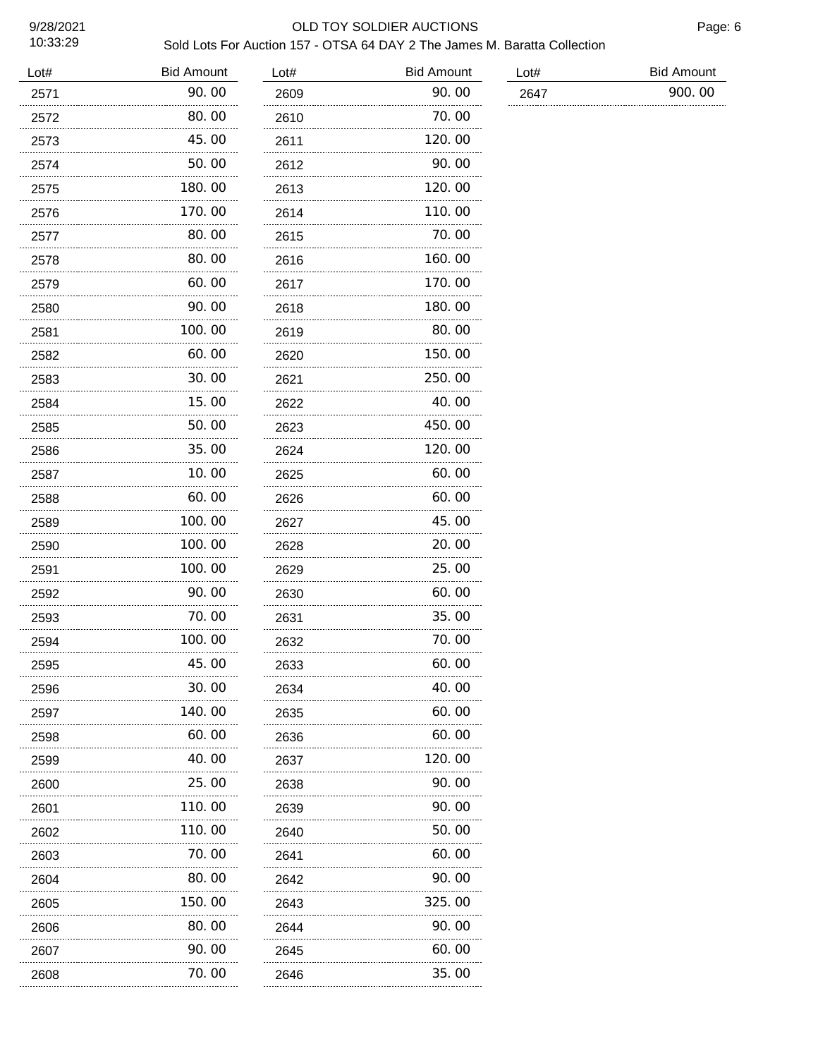# OLD TOY SOLDIER AUCTIONS

Sold Lots For Auction 157 - OTSA 64 DAY 2 The James M. Baratta Collection

| Lot# | Bid Amount |
|---|---|
| 2571 | 90.00 |
| 2572 | 80.00 |
| 2573 | 45.00 |
| 2574 | 50.00 |
| 2575 | 180.00 |
| 2576 | 170.00 |
| 2577 | 80.00 |
| 2578 | 80.00 |
| 2579 | 60.00 |
| 2580 | 90.00 |
| 2581 | 100.00 |
| 2582 | 60.00 |
| 2583 | 30.00 |
| 2584 | 15.00 |
| 2585 | 50.00 |
| 2586 | 35.00 |
| 2587 | 10.00 |
| 2588 | 60.00 |
| 2589 | 100.00 |
| 2590 | 100.00 |
| 2591 | 100.00 |
| 2592 | 90.00 |
| 2593 | 70.00 |
| 2594 | 100.00 |
| 2595 | 45.00 |
| 2596 | 30.00 |
| 2597 | 140.00 |
| 2598 | 60.00 |
| 2599 | 40.00 |
| 2600 | 25.00 |
| 2601 | 110.00 |
| 2602 | 110.00 |
| 2603 | 70.00 |
| 2604 | 80.00 |
| 2605 | 150.00 |
| 2606 | 80.00 |
| 2607 | 90.00 |
| 2608 | 70.00 |
| 2609 | 90.00 |
| 2610 | 70.00 |
| 2611 | 120.00 |
| 2612 | 90.00 |
| 2613 | 120.00 |
| 2614 | 110.00 |
| 2615 | 70.00 |
| 2616 | 160.00 |
| 2617 | 170.00 |
| 2618 | 180.00 |
| 2619 | 80.00 |
| 2620 | 150.00 |
| 2621 | 250.00 |
| 2622 | 40.00 |
| 2623 | 450.00 |
| 2624 | 120.00 |
| 2625 | 60.00 |
| 2626 | 60.00 |
| 2627 | 45.00 |
| 2628 | 20.00 |
| 2629 | 25.00 |
| 2630 | 60.00 |
| 2631 | 35.00 |
| 2632 | 70.00 |
| 2633 | 60.00 |
| 2634 | 40.00 |
| 2635 | 60.00 |
| 2636 | 60.00 |
| 2637 | 120.00 |
| 2638 | 90.00 |
| 2639 | 90.00 |
| 2640 | 50.00 |
| 2641 | 60.00 |
| 2642 | 90.00 |
| 2643 | 325.00 |
| 2644 | 90.00 |
| 2645 | 60.00 |
| 2646 | 35.00 |
| 2647 | 900.00 |